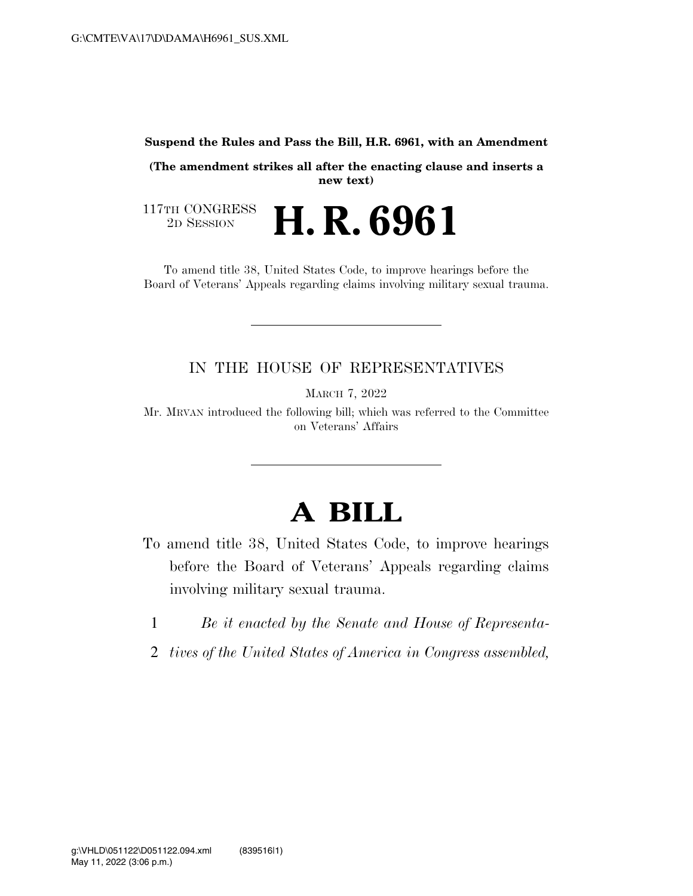**Suspend the Rules and Pass the Bill, H.R. 6961, with an Amendment**

**(The amendment strikes all after the enacting clause and inserts a new text)**

117TH CONGRESS
2D SESSION

# H. R. 6961

To amend title 38, United States Code, to improve hearings before the Board of Veterans' Appeals regarding claims involving military sexual trauma.

IN THE HOUSE OF REPRESENTATIVES

MARCH 7, 2022

Mr. MRVAN introduced the following bill; which was referred to the Committee on Veterans' Affairs

# A BILL

To amend title 38, United States Code, to improve hearings before the Board of Veterans' Appeals regarding claims involving military sexual trauma.

1 *Be it enacted by the Senate and House of Representa-*
2 *tives of the United States of America in Congress assembled,*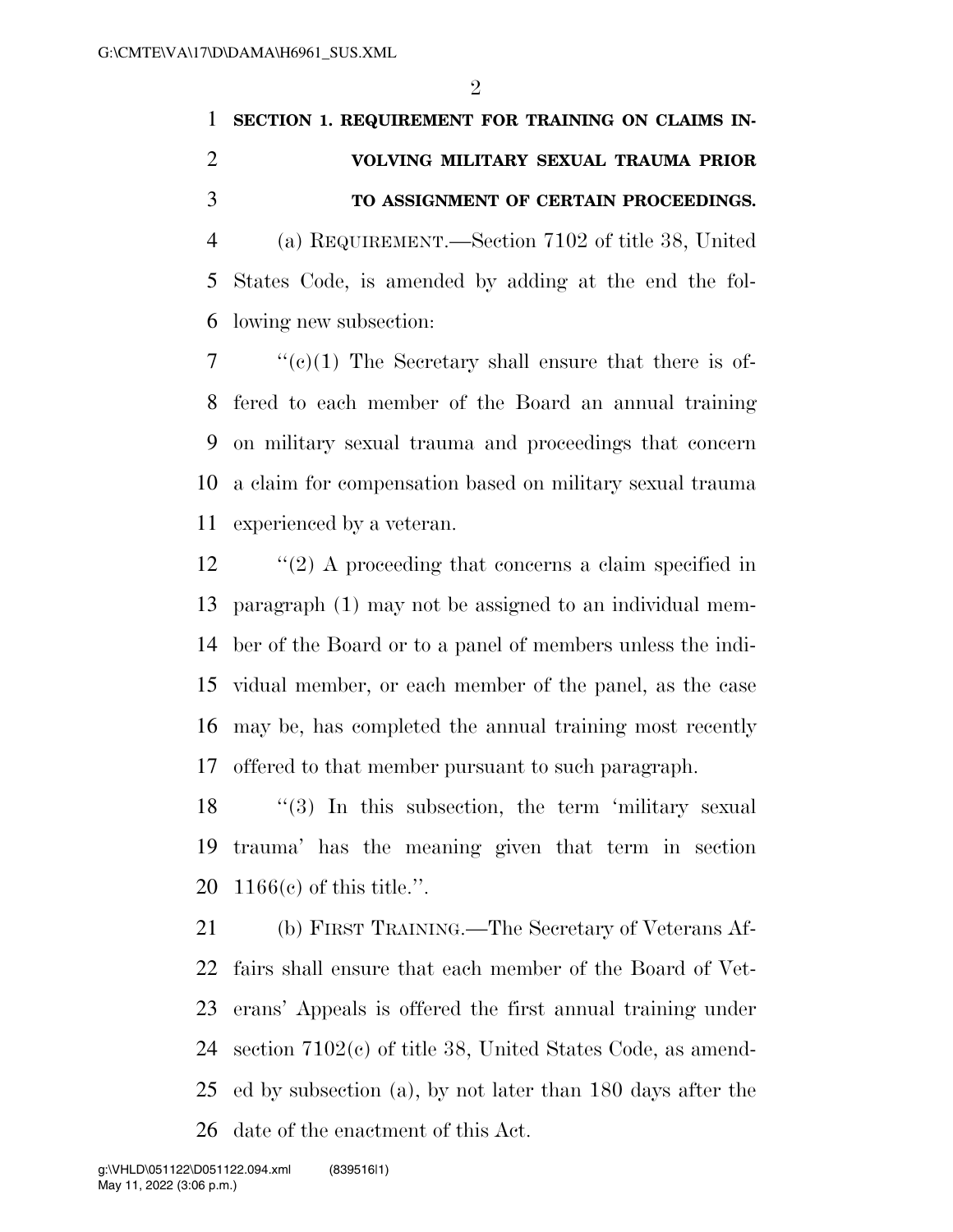**SECTION 1. REQUIREMENT FOR TRAINING ON CLAIMS INVOLVING MILITARY SEXUAL TRAUMA PRIOR TO ASSIGNMENT OF CERTAIN PROCEEDINGS.**

(a) REQUIREMENT.—Section 7102 of title 38, United States Code, is amended by adding at the end the following new subsection:

"(c)(1) The Secretary shall ensure that there is offered to each member of the Board an annual training on military sexual trauma and proceedings that concern a claim for compensation based on military sexual trauma experienced by a veteran.

"(2) A proceeding that concerns a claim specified in paragraph (1) may not be assigned to an individual member of the Board or to a panel of members unless the individual member, or each member of the panel, as the case may be, has completed the annual training most recently offered to that member pursuant to such paragraph.

"(3) In this subsection, the term 'military sexual trauma' has the meaning given that term in section 1166(c) of this title.".

(b) FIRST TRAINING.—The Secretary of Veterans Affairs shall ensure that each member of the Board of Veterans' Appeals is offered the first annual training under section 7102(c) of title 38, United States Code, as amended by subsection (a), by not later than 180 days after the date of the enactment of this Act.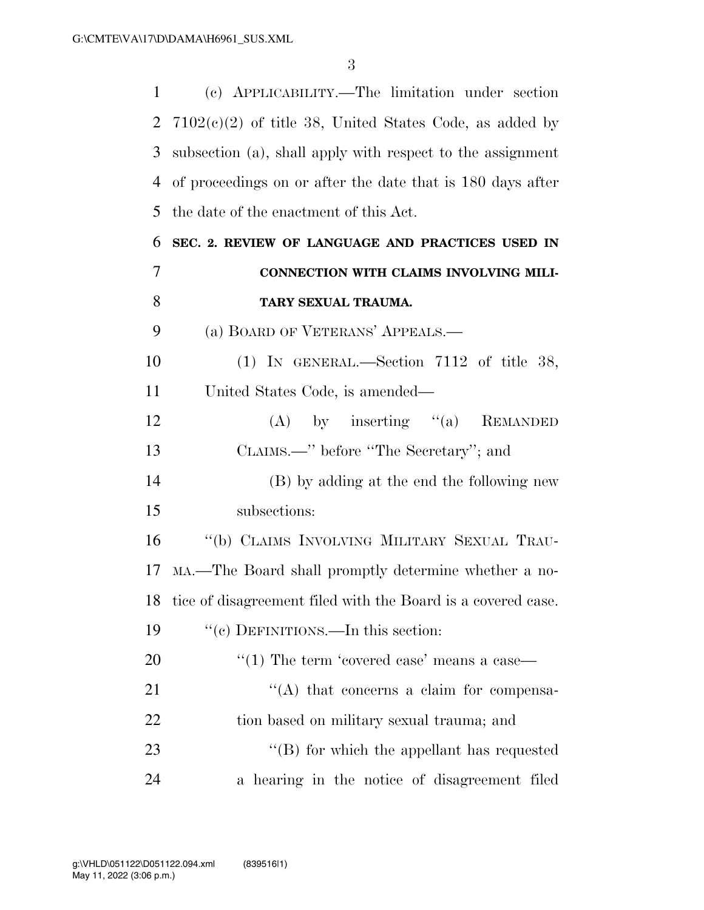(c) APPLICABILITY.—The limitation under section 7102(c)(2) of title 38, United States Code, as added by subsection (a), shall apply with respect to the assignment of proceedings on or after the date that is 180 days after the date of the enactment of this Act.

## SEC. 2. REVIEW OF LANGUAGE AND PRACTICES USED IN CONNECTION WITH CLAIMS INVOLVING MILITARY SEXUAL TRAUMA.

(a) BOARD OF VETERANS' APPEALS.—

(1) IN GENERAL.—Section 7112 of title 38, United States Code, is amended—

(A) by inserting "(a) REMANDED CLAIMS.—" before "The Secretary"; and

(B) by adding at the end the following new subsections:

"(b) CLAIMS INVOLVING MILITARY SEXUAL TRAUMA.—The Board shall promptly determine whether a notice of disagreement filed with the Board is a covered case.

"(c) DEFINITIONS.—In this section:

"(1) The term 'covered case' means a case—

"(A) that concerns a claim for compensation based on military sexual trauma; and

"(B) for which the appellant has requested a hearing in the notice of disagreement filed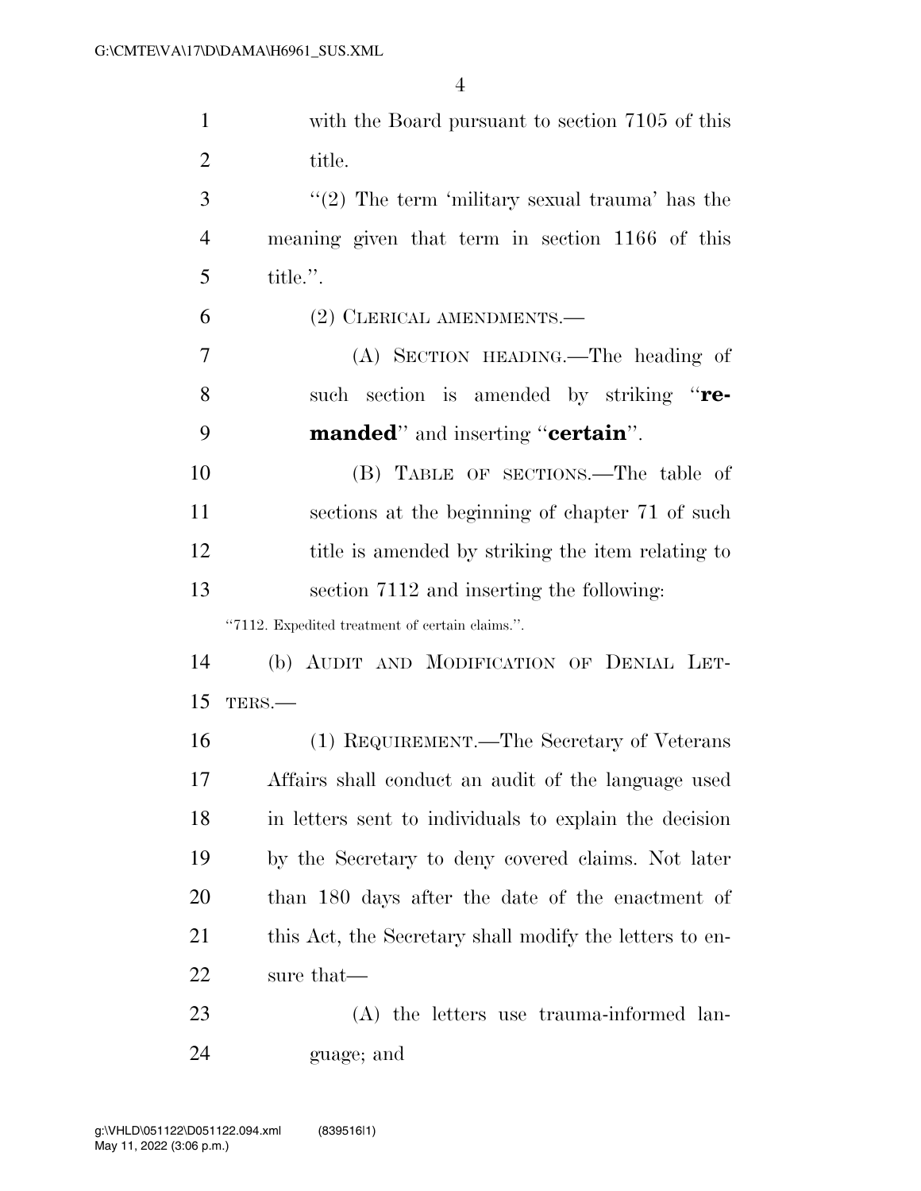with the Board pursuant to section 7105 of this title.

"(2) The term 'military sexual trauma' has the meaning given that term in section 1166 of this title.".

(2) CLERICAL AMENDMENTS.—

(A) SECTION HEADING.—The heading of such section is amended by striking "**remanded**" and inserting "**certain**".

(B) TABLE OF SECTIONS.—The table of sections at the beginning of chapter 71 of such title is amended by striking the item relating to section 7112 and inserting the following:

"7112. Expedited treatment of certain claims.".

(b) AUDIT AND MODIFICATION OF DENIAL LETTERS.—

(1) REQUIREMENT.—The Secretary of Veterans Affairs shall conduct an audit of the language used in letters sent to individuals to explain the decision by the Secretary to deny covered claims. Not later than 180 days after the date of the enactment of this Act, the Secretary shall modify the letters to ensure that—

(A) the letters use trauma-informed language; and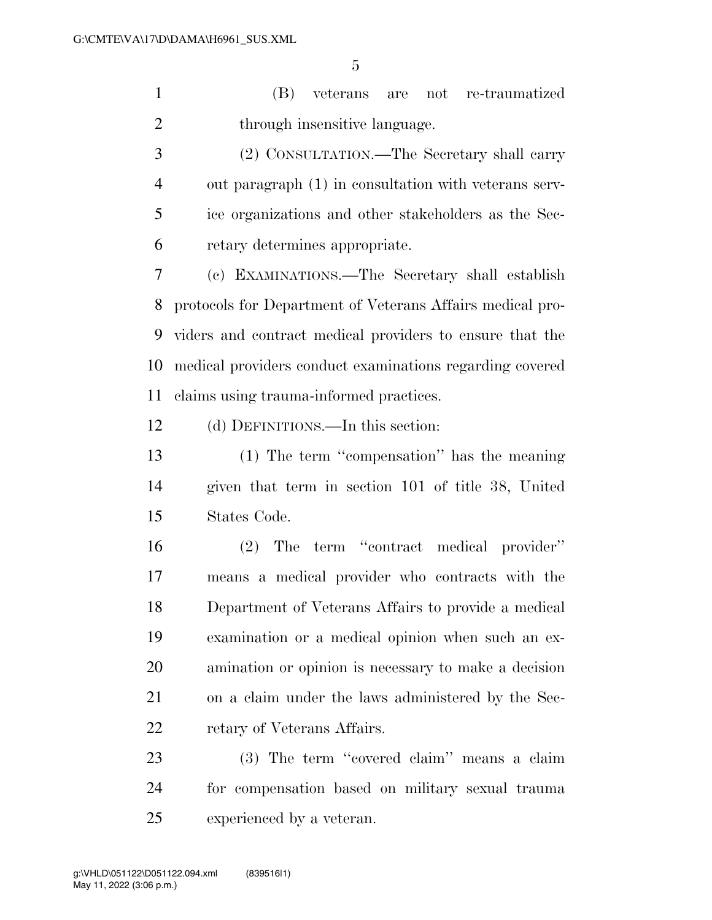(B) veterans are not re-traumatized through insensitive language.

(2) CONSULTATION.—The Secretary shall carry out paragraph (1) in consultation with veterans service organizations and other stakeholders as the Secretary determines appropriate.

(c) EXAMINATIONS.—The Secretary shall establish protocols for Department of Veterans Affairs medical providers and contract medical providers to ensure that the medical providers conduct examinations regarding covered claims using trauma-informed practices.

(d) DEFINITIONS.—In this section:

(1) The term ''compensation'' has the meaning given that term in section 101 of title 38, United States Code.

(2) The term ''contract medical provider'' means a medical provider who contracts with the Department of Veterans Affairs to provide a medical examination or a medical opinion when such an examination or opinion is necessary to make a decision on a claim under the laws administered by the Secretary of Veterans Affairs.

(3) The term ''covered claim'' means a claim for compensation based on military sexual trauma experienced by a veteran.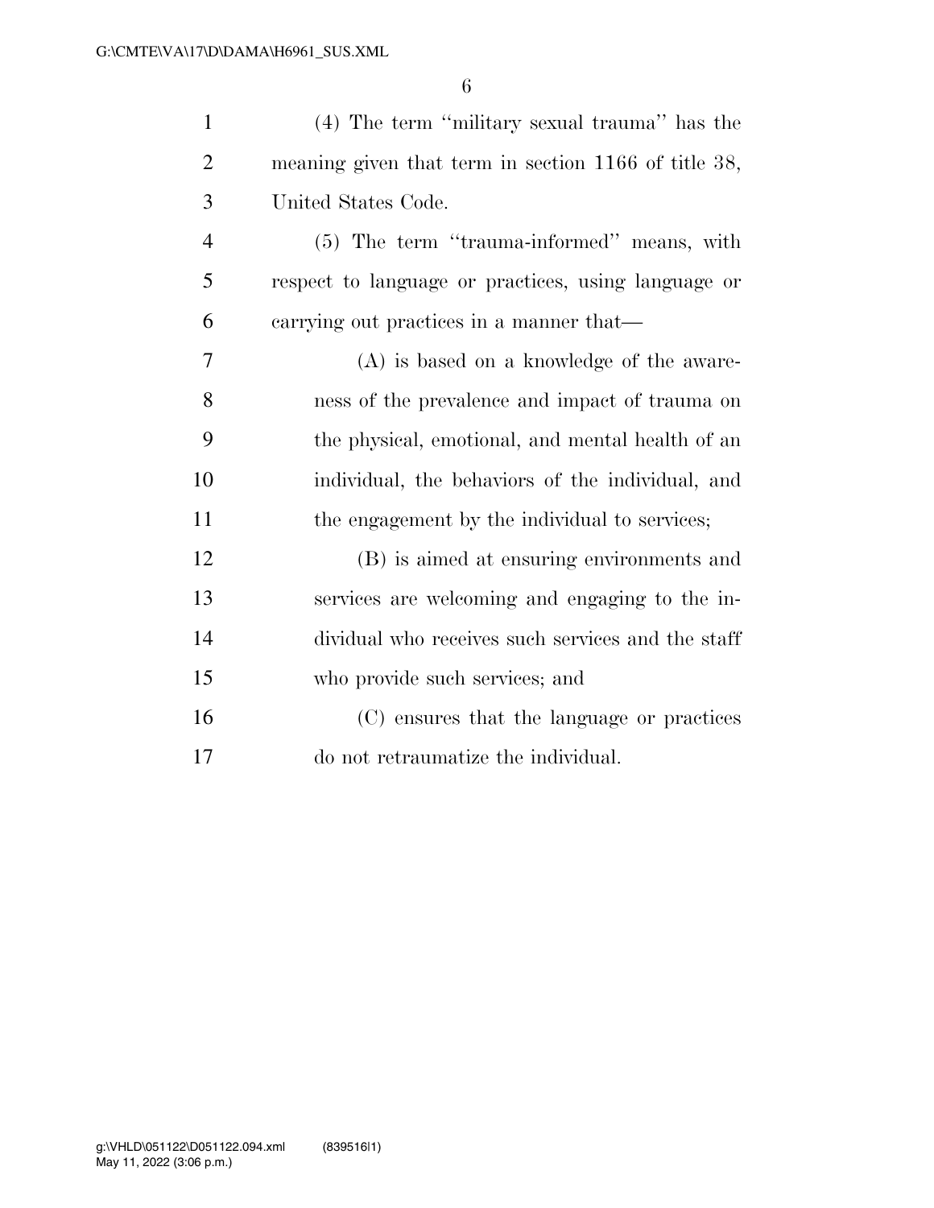(4) The term ''military sexual trauma'' has the meaning given that term in section 1166 of title 38, United States Code.

(5) The term ''trauma-informed'' means, with respect to language or practices, using language or carrying out practices in a manner that—

(A) is based on a knowledge of the awareness of the prevalence and impact of trauma on the physical, emotional, and mental health of an individual, the behaviors of the individual, and the engagement by the individual to services;

(B) is aimed at ensuring environments and services are welcoming and engaging to the individual who receives such services and the staff who provide such services; and

(C) ensures that the language or practices do not retraumatize the individual.